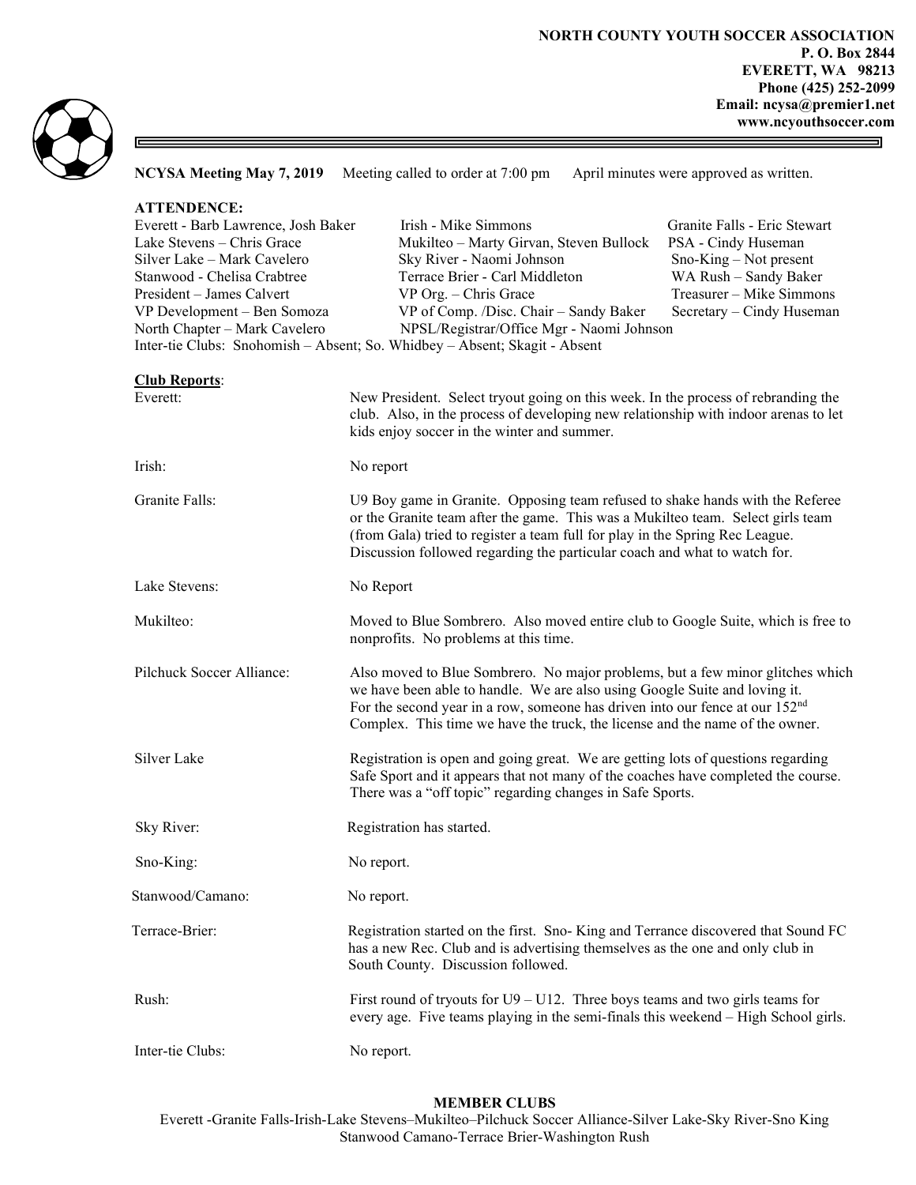**NORTH COUNTY YOUTH SOCCER ASSOCIATION**
**P. O. Box 2844**
**EVERETT, WA 98213**
**Phone (425) 252-2099**
**Email: ncysa@premier1.net**
**www.ncyouthsoccer.com**

**NCYSA Meeting May 7, 2019** Meeting called to order at 7:00 pm April minutes were approved as written.

**ATTENDENCE:**

| | | |
|---|---|---|
| Everett - Barb Lawrence, Josh Baker | Irish - Mike Simmons | Granite Falls - Eric Stewart |
| Lake Stevens – Chris Grace | Mukilteo – Marty Girvan, Steven Bullock | PSA - Cindy Huseman |
| Silver Lake – Mark Cavelero | Sky River - Naomi Johnson | Sno-King – Not present |
| Stanwood - Chelisa Crabtree | Terrace Brier - Carl Middleton | WA Rush – Sandy Baker |
| President – James Calvert | VP Org. – Chris Grace | Treasurer – Mike Simmons |
| VP Development – Ben Somoza | VP of Comp. /Disc. Chair – Sandy Baker | Secretary – Cindy Huseman |
| North Chapter – Mark Cavelero | NPSL/Registrar/Office Mgr - Naomi Johnson | |

Inter-tie Clubs: Snohomish – Absent; So. Whidbey – Absent; Skagit - Absent

**Club Reports**:

**Everett:** New President. Select tryout going on this week. In the process of rebranding the club. Also, in the process of developing new relationship with indoor arenas to let kids enjoy soccer in the winter and summer.

**Irish:** No report

**Granite Falls:** U9 Boy game in Granite. Opposing team refused to shake hands with the Referee or the Granite team after the game. This was a Mukilteo team. Select girls team (from Gala) tried to register a team full for play in the Spring Rec League. Discussion followed regarding the particular coach and what to watch for.

**Lake Stevens:** No Report

**Mukilteo:** Moved to Blue Sombrero. Also moved entire club to Google Suite, which is free to nonprofits. No problems at this time.

**Pilchuck Soccer Alliance:** Also moved to Blue Sombrero. No major problems, but a few minor glitches which we have been able to handle. We are also using Google Suite and loving it. For the second year in a row, someone has driven into our fence at our 152nd Complex. This time we have the truck, the license and the name of the owner.

**Silver Lake** Registration is open and going great. We are getting lots of questions regarding Safe Sport and it appears that not many of the coaches have completed the course. There was a "off topic" regarding changes in Safe Sports.

**Sky River:** Registration has started.

**Sno-King:** No report.

**Stanwood/Camano:** No report.

**Terrace-Brier:** Registration started on the first. Sno- King and Terrance discovered that Sound FC has a new Rec. Club and is advertising themselves as the one and only club in South County. Discussion followed.

**Rush:** First round of tryouts for U9 – U12. Three boys teams and two girls teams for every age. Five teams playing in the semi-finals this weekend – High School girls.

**Inter-tie Clubs:** No report.

**MEMBER CLUBS**

Everett -Granite Falls-Irish-Lake Stevens–Mukilteo–Pilchuck Soccer Alliance-Silver Lake-Sky River-Sno King Stanwood Camano-Terrace Brier-Washington Rush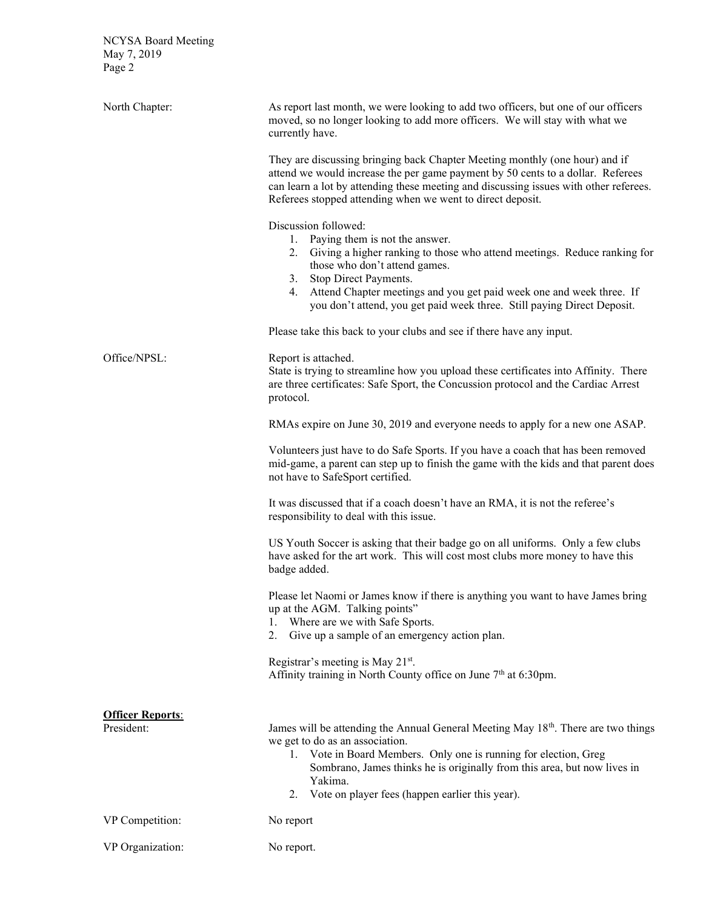North Chapter:

As report last month, we were looking to add two officers, but one of our officers moved, so no longer looking to add more officers. We will stay with what we currently have.

They are discussing bringing back Chapter Meeting monthly (one hour) and if attend we would increase the per game payment by 50 cents to a dollar. Referees can learn a lot by attending these meeting and discussing issues with other referees. Referees stopped attending when we went to direct deposit.

Discussion followed:

1. Paying them is not the answer.
2. Giving a higher ranking to those who attend meetings. Reduce ranking for those who don't attend games.
3. Stop Direct Payments.
4. Attend Chapter meetings and you get paid week one and week three. If you don't attend, you get paid week three. Still paying Direct Deposit.

Please take this back to your clubs and see if there have any input.

Office/NPSL:

Report is attached.
State is trying to streamline how you upload these certificates into Affinity. There are three certificates: Safe Sport, the Concussion protocol and the Cardiac Arrest protocol.

RMAs expire on June 30, 2019 and everyone needs to apply for a new one ASAP.

Volunteers just have to do Safe Sports. If you have a coach that has been removed mid-game, a parent can step up to finish the game with the kids and that parent does not have to SafeSport certified.

It was discussed that if a coach doesn't have an RMA, it is not the referee's responsibility to deal with this issue.

US Youth Soccer is asking that their badge go on all uniforms. Only a few clubs have asked for the art work. This will cost most clubs more money to have this badge added.

Please let Naomi or James know if there is anything you want to have James bring up at the AGM. Talking points"

1. Where are we with Safe Sports.
2. Give up a sample of an emergency action plan.

Registrar's meeting is May 21st.
Affinity training in North County office on June 7th at 6:30pm.

**Officer Reports**:

President:

James will be attending the Annual General Meeting May 18th. There are two things we get to do as an association.

1. Vote in Board Members. Only one is running for election, Greg Sombrano, James thinks he is originally from this area, but now lives in Yakima.
2. Vote on player fees (happen earlier this year).

VP Competition: No report

VP Organization: No report.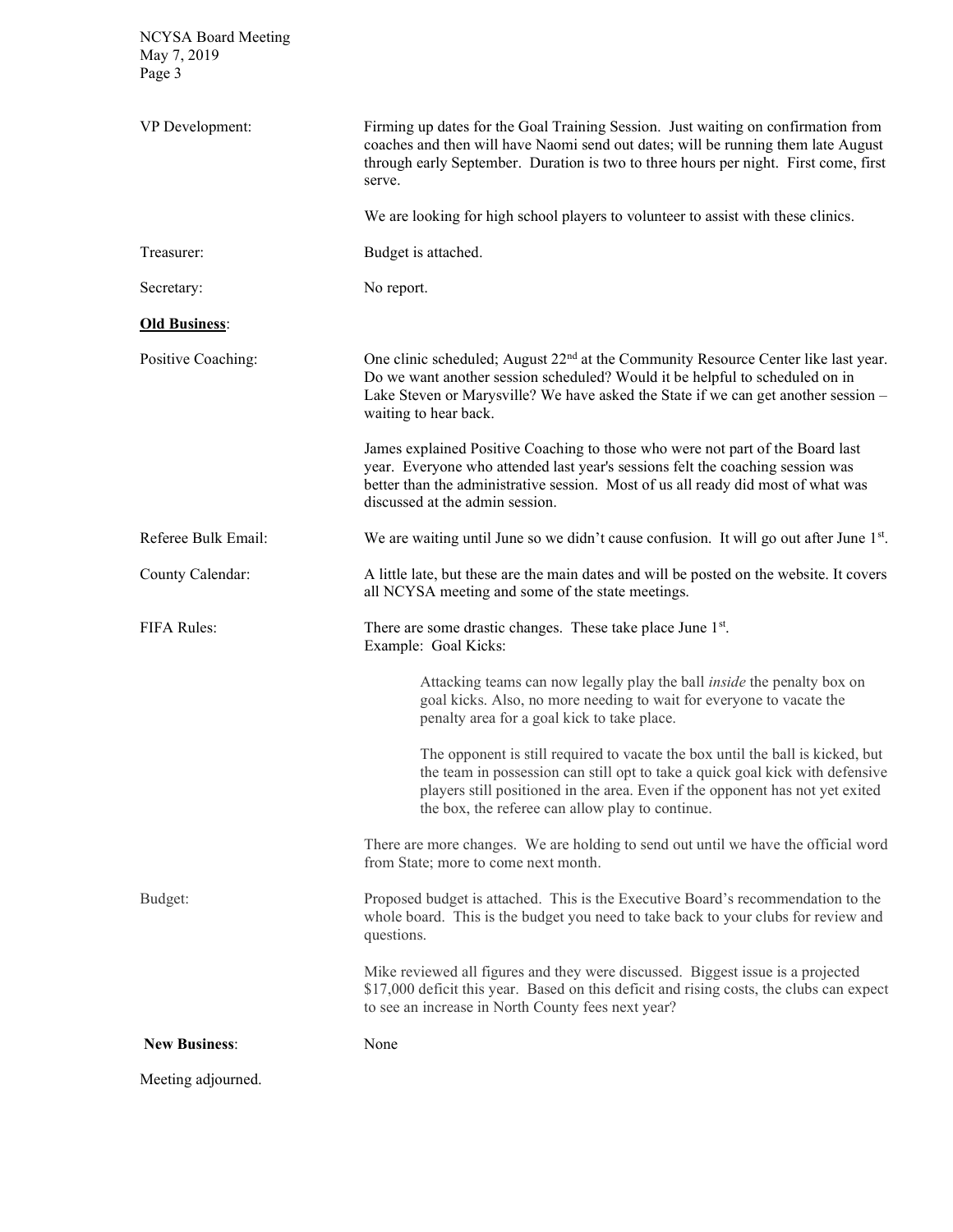VP Development: Firming up dates for the Goal Training Session. Just waiting on confirmation from coaches and then will have Naomi send out dates; will be running them late August through early September. Duration is two to three hours per night. First come, first serve.

We are looking for high school players to volunteer to assist with these clinics.

Treasurer: Budget is attached.

Secretary: No report.

**<u>Old Business</u>**:

Positive Coaching: One clinic scheduled; August 22nd at the Community Resource Center like last year. Do we want another session scheduled? Would it be helpful to scheduled on in Lake Steven or Marysville? We have asked the State if we can get another session – waiting to hear back.

James explained Positive Coaching to those who were not part of the Board last year. Everyone who attended last year's sessions felt the coaching session was better than the administrative session. Most of us all ready did most of what was discussed at the admin session.

Referee Bulk Email: We are waiting until June so we didn't cause confusion. It will go out after June 1st.

County Calendar: A little late, but these are the main dates and will be posted on the website. It covers all NCYSA meeting and some of the state meetings.

FIFA Rules: There are some drastic changes. These take place June 1st.
Example: Goal Kicks:

> Attacking teams can now legally play the ball *inside* the penalty box on goal kicks. Also, no more needing to wait for everyone to vacate the penalty area for a goal kick to take place.
>
> The opponent is still required to vacate the box until the ball is kicked, but the team in possession can still opt to take a quick goal kick with defensive players still positioned in the area. Even if the opponent has not yet exited the box, the referee can allow play to continue.

There are more changes. We are holding to send out until we have the official word from State; more to come next month.

Budget: Proposed budget is attached. This is the Executive Board's recommendation to the whole board. This is the budget you need to take back to your clubs for review and questions.

Mike reviewed all figures and they were discussed. Biggest issue is a projected $17,000 deficit this year. Based on this deficit and rising costs, the clubs can expect to see an increase in North County fees next year?

**New Business**: None

Meeting adjourned.